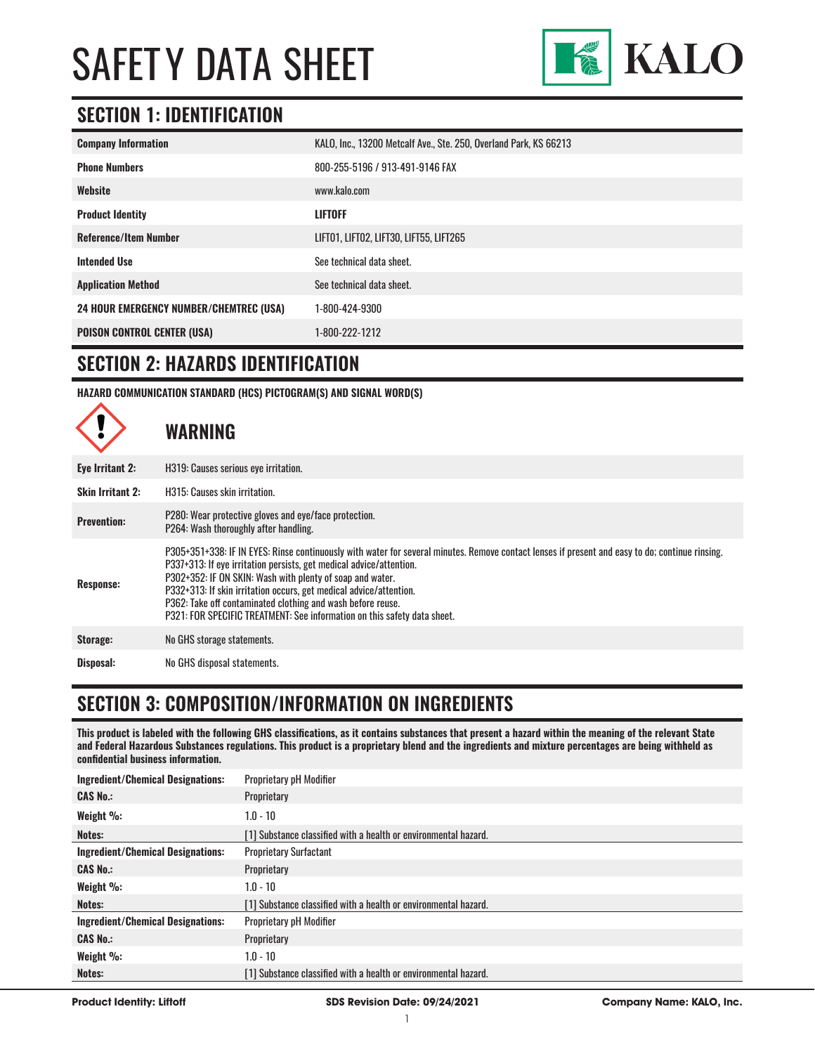# SAFETY DATA SHEET

KALO

## SECTION 1: IDENTIFICATION

| | |
|---|---|
| **Company Information** | KALO, Inc., 13200 Metcalf Ave., Ste. 250, Overland Park, KS 66213 |
| **Phone Numbers** | 800-255-5196 / 913-491-9146 FAX |
| **Website** | www.kalo.com |
| **Product Identity** | **LIFTOFF** |
| **Reference/Item Number** | LIFT01, LIFT02, LIFT30, LIFT55, LIFT265 |
| **Intended Use** | See technical data sheet. |
| **Application Method** | See technical data sheet. |
| **24 HOUR EMERGENCY NUMBER/CHEMTREC (USA)** | 1-800-424-9300 |
| **POISON CONTROL CENTER (USA)** | 1-800-222-1212 |

## SECTION 2: HAZARDS IDENTIFICATION

**HAZARD COMMUNICATION STANDARD (HCS) PICTOGRAM(S) AND SIGNAL WORD(S)**

### WARNING

| | |
|---|---|
| **Eye Irritant 2:** | H319: Causes serious eye irritation. |
| **Skin Irritant 2:** | H315: Causes skin irritation. |
| **Prevention:** | P280: Wear protective gloves and eye/face protection.<br>P264: Wash thoroughly after handling. |
| **Response:** | P305+351+338: IF IN EYES: Rinse continuously with water for several minutes. Remove contact lenses if present and easy to do; continue rinsing.<br>P337+313: If eye irritation persists, get medical advice/attention.<br>P302+352: IF ON SKIN: Wash with plenty of soap and water.<br>P332+313: If skin irritation occurs, get medical advice/attention.<br>P362: Take off contaminated clothing and wash before reuse.<br>P321: FOR SPECIFIC TREATMENT: See information on this safety data sheet. |
| **Storage:** | No GHS storage statements. |
| **Disposal:** | No GHS disposal statements. |

## SECTION 3: COMPOSITION/INFORMATION ON INGREDIENTS

**This product is labeled with the following GHS classifications, as it contains substances that present a hazard within the meaning of the relevant State and Federal Hazardous Substances regulations. This product is a proprietary blend and the ingredients and mixture percentages are being withheld as confidential business information.**

| | |
|---|---|
| **Ingredient/Chemical Designations:** | Proprietary pH Modifier |
| **CAS No.:** | Proprietary |
| **Weight %:** | 1.0 - 10 |
| **Notes:** | [1] Substance classified with a health or environmental hazard. |
| **Ingredient/Chemical Designations:** | Proprietary Surfactant |
| **CAS No.:** | Proprietary |
| **Weight %:** | 1.0 - 10 |
| **Notes:** | [1] Substance classified with a health or environmental hazard. |
| **Ingredient/Chemical Designations:** | Proprietary pH Modifier |
| **CAS No.:** | Proprietary |
| **Weight %:** | 1.0 - 10 |
| **Notes:** | [1] Substance classified with a health or environmental hazard. |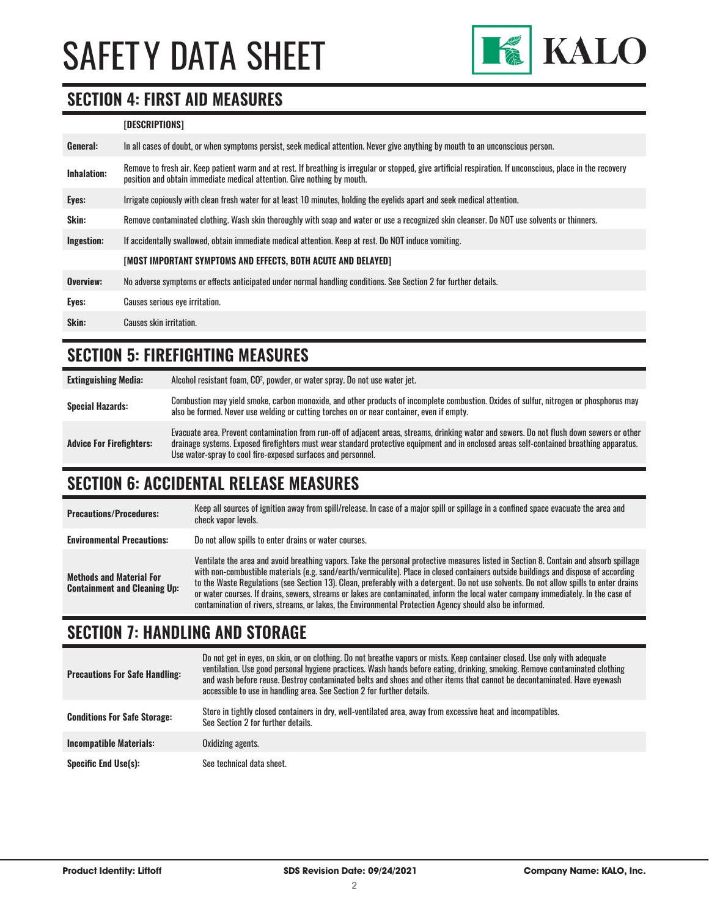## SECTION 4: FIRST AID MEASURES

| | [DESCRIPTIONS] |
|---|---|
| **General:** | In all cases of doubt, or when symptoms persist, seek medical attention. Never give anything by mouth to an unconscious person. |
| **Inhalation:** | Remove to fresh air. Keep patient warm and at rest. If breathing is irregular or stopped, give artificial respiration. If unconscious, place in the recovery position and obtain immediate medical attention. Give nothing by mouth. |
| **Eyes:** | Irrigate copiously with clean fresh water for at least 10 minutes, holding the eyelids apart and seek medical attention. |
| **Skin:** | Remove contaminated clothing. Wash skin thoroughly with soap and water or use a recognized skin cleanser. Do NOT use solvents or thinners. |
| **Ingestion:** | If accidentally swallowed, obtain immediate medical attention. Keep at rest. Do NOT induce vomiting. |
| | **[MOST IMPORTANT SYMPTOMS AND EFFECTS, BOTH ACUTE AND DELAYED]** |
| **Overview:** | No adverse symptoms or effects anticipated under normal handling conditions. See Section 2 for further details. |
| **Eyes:** | Causes serious eye irritation. |
| **Skin:** | Causes skin irritation. |

## SECTION 5: FIREFIGHTING MEASURES

| | |
|---|---|
| **Extinguishing Media:** | Alcohol resistant foam, $CO^2$, powder, or water spray. Do not use water jet. |
| **Special Hazards:** | Combustion may yield smoke, carbon monoxide, and other products of incomplete combustion. Oxides of sulfur, nitrogen or phosphorus may also be formed. Never use welding or cutting torches on or near container, even if empty. |
| **Advice For Firefighters:** | Evacuate area. Prevent contamination from run-off of adjacent areas, streams, drinking water and sewers. Do not flush down sewers or other drainage systems. Exposed firefighters must wear standard protective equipment and in enclosed areas self-contained breathing apparatus. Use water-spray to cool fire-exposed surfaces and personnel. |

## SECTION 6: ACCIDENTAL RELEASE MEASURES

| | |
|---|---|
| **Precautions/Procedures:** | Keep all sources of ignition away from spill/release. In case of a major spill or spillage in a confined space evacuate the area and check vapor levels. |
| **Environmental Precautions:** | Do not allow spills to enter drains or water courses. |
| **Methods and Material For Containment and Cleaning Up:** | Ventilate the area and avoid breathing vapors. Take the personal protective measures listed in Section 8. Contain and absorb spillage with non-combustible materials (e.g. sand/earth/vermiculite). Place in closed containers outside buildings and dispose of according to the Waste Regulations (see Section 13). Clean, preferably with a detergent. Do not use solvents. Do not allow spills to enter drains or water courses. If drains, sewers, streams or lakes are contaminated, inform the local water company immediately. In the case of contamination of rivers, streams, or lakes, the Environmental Protection Agency should also be informed. |

## SECTION 7: HANDLING AND STORAGE

| | |
|---|---|
| **Precautions For Safe Handling:** | Do not get in eyes, on skin, or on clothing. Do not breathe vapors or mists. Keep container closed. Use only with adequate ventilation. Use good personal hygiene practices. Wash hands before eating, drinking, smoking. Remove contaminated clothing and wash before reuse. Destroy contaminated belts and shoes and other items that cannot be decontaminated. Have eyewash accessible to use in handling area. See Section 2 for further details. |
| **Conditions For Safe Storage:** | Store in tightly closed containers in dry, well-ventilated area, away from excessive heat and incompatibles. See Section 2 for further details. |
| **Incompatible Materials:** | Oxidizing agents. |
| **Specific End Use(s):** | See technical data sheet. |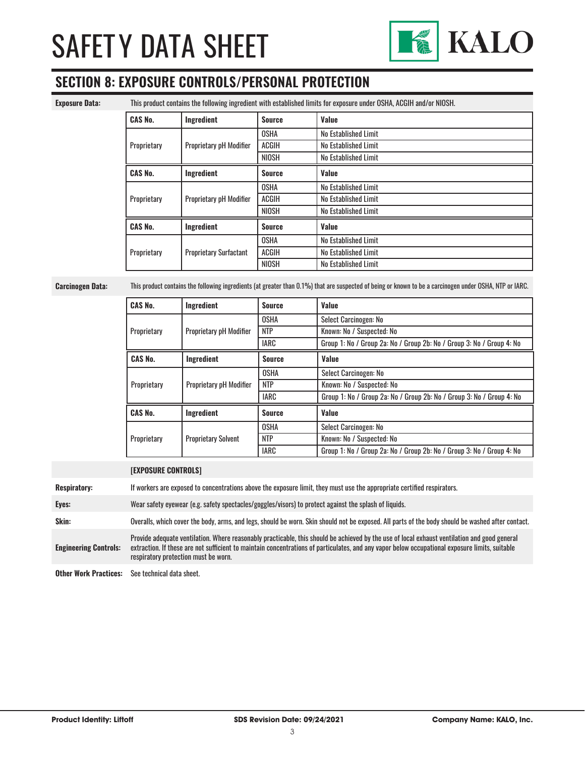## SECTION 8: EXPOSURE CONTROLS/PERSONAL PROTECTION

**Exposure Data:** This product contains the following ingredient with established limits for exposure under OSHA, ACGIH and/or NIOSH.

| CAS No. | Ingredient | Source | Value |
|---|---|---|---|
| Proprietary | Proprietary pH Modifier | OSHA | No Established Limit |
| | | ACGIH | No Established Limit |
| | | NIOSH | No Established Limit |

| CAS No. | Ingredient | Source | Value |
|---|---|---|---|
| Proprietary | Proprietary pH Modifier | OSHA | No Established Limit |
| | | ACGIH | No Established Limit |
| | | NIOSH | No Established Limit |

| CAS No. | Ingredient | Source | Value |
|---|---|---|---|
| Proprietary | Proprietary Surfactant | OSHA | No Established Limit |
| | | ACGIH | No Established Limit |
| | | NIOSH | No Established Limit |

**Carcinogen Data:** This product contains the following ingredients (at greater than 0.1%) that are suspected of being or known to be a carcinogen under OSHA, NTP or IARC.

| CAS No. | Ingredient | Source | Value |
|---|---|---|---|
| Proprietary | Proprietary pH Modifier | OSHA | Select Carcinogen: No |
| | | NTP | Known: No / Suspected: No |
| | | IARC | Group 1: No / Group 2a: No / Group 2b: No / Group 3: No / Group 4: No |

| CAS No. | Ingredient | Source | Value |
|---|---|---|---|
| Proprietary | Proprietary pH Modifier | OSHA | Select Carcinogen: No |
| | | NTP | Known: No / Suspected: No |
| | | IARC | Group 1: No / Group 2a: No / Group 2b: No / Group 3: No / Group 4: No |

| CAS No. | Ingredient | Source | Value |
|---|---|---|---|
| Proprietary | Proprietary Solvent | OSHA | Select Carcinogen: No |
| | | NTP | Known: No / Suspected: No |
| | | IARC | Group 1: No / Group 2a: No / Group 2b: No / Group 3: No / Group 4: No |

**[EXPOSURE CONTROLS]**

**Respiratory:** If workers are exposed to concentrations above the exposure limit, they must use the appropriate certified respirators.

**Eyes:** Wear safety eyewear (e.g. safety spectacles/goggles/visors) to protect against the splash of liquids.

**Skin:** Overalls, which cover the body, arms, and legs, should be worn. Skin should not be exposed. All parts of the body should be washed after contact.

**Engineering Controls:** Provide adequate ventilation. Where reasonably practicable, this should be achieved by the use of local exhaust ventilation and good general extraction. If these are not sufficient to maintain concentrations of particulates, and any vapor below occupational exposure limits, suitable respiratory protection must be worn.

**Other Work Practices:** See technical data sheet.

**Product Identity: Liftoff** | **SDS Revision Date: 09/24/2021** | **Company Name: KALO, Inc.**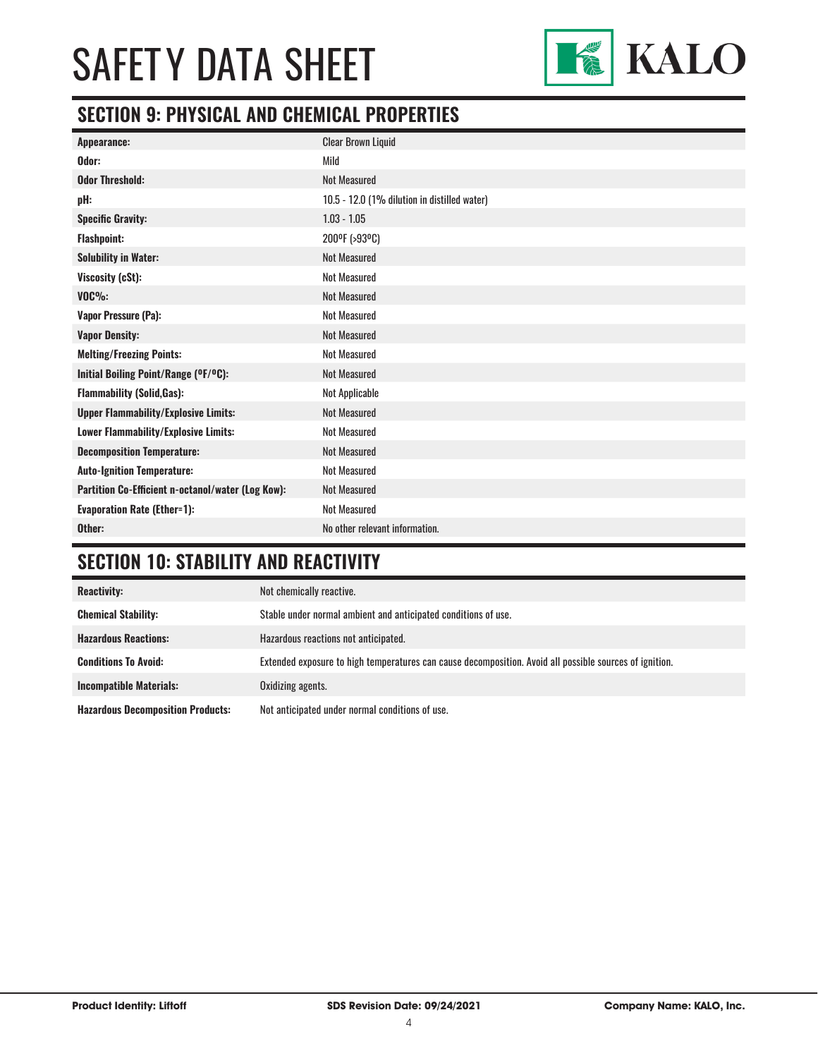# SAFETY DATA SHEET

## SECTION 9: PHYSICAL AND CHEMICAL PROPERTIES

| | |
|---|---|
| **Appearance:** | Clear Brown Liquid |
| **Odor:** | Mild |
| **Odor Threshold:** | Not Measured |
| **pH:** | 10.5 - 12.0 (1% dilution in distilled water) |
| **Specific Gravity:** | 1.03 - 1.05 |
| **Flashpoint:** | 200ºF (>93ºC) |
| **Solubility in Water:** | Not Measured |
| **Viscosity (cSt):** | Not Measured |
| **VOC%:** | Not Measured |
| **Vapor Pressure (Pa):** | Not Measured |
| **Vapor Density:** | Not Measured |
| **Melting/Freezing Points:** | Not Measured |
| **Initial Boiling Point/Range (ºF/ºC):** | Not Measured |
| **Flammability (Solid,Gas):** | Not Applicable |
| **Upper Flammability/Explosive Limits:** | Not Measured |
| **Lower Flammability/Explosive Limits:** | Not Measured |
| **Decomposition Temperature:** | Not Measured |
| **Auto-Ignition Temperature:** | Not Measured |
| **Partition Co-Efficient n-octanol/water (Log Kow):** | Not Measured |
| **Evaporation Rate (Ether=1):** | Not Measured |
| **Other:** | No other relevant information. |

## SECTION 10: STABILITY AND REACTIVITY

| | |
|---|---|
| **Reactivity:** | Not chemically reactive. |
| **Chemical Stability:** | Stable under normal ambient and anticipated conditions of use. |
| **Hazardous Reactions:** | Hazardous reactions not anticipated. |
| **Conditions To Avoid:** | Extended exposure to high temperatures can cause decomposition. Avoid all possible sources of ignition. |
| **Incompatible Materials:** | Oxidizing agents. |
| **Hazardous Decomposition Products:** | Not anticipated under normal conditions of use. |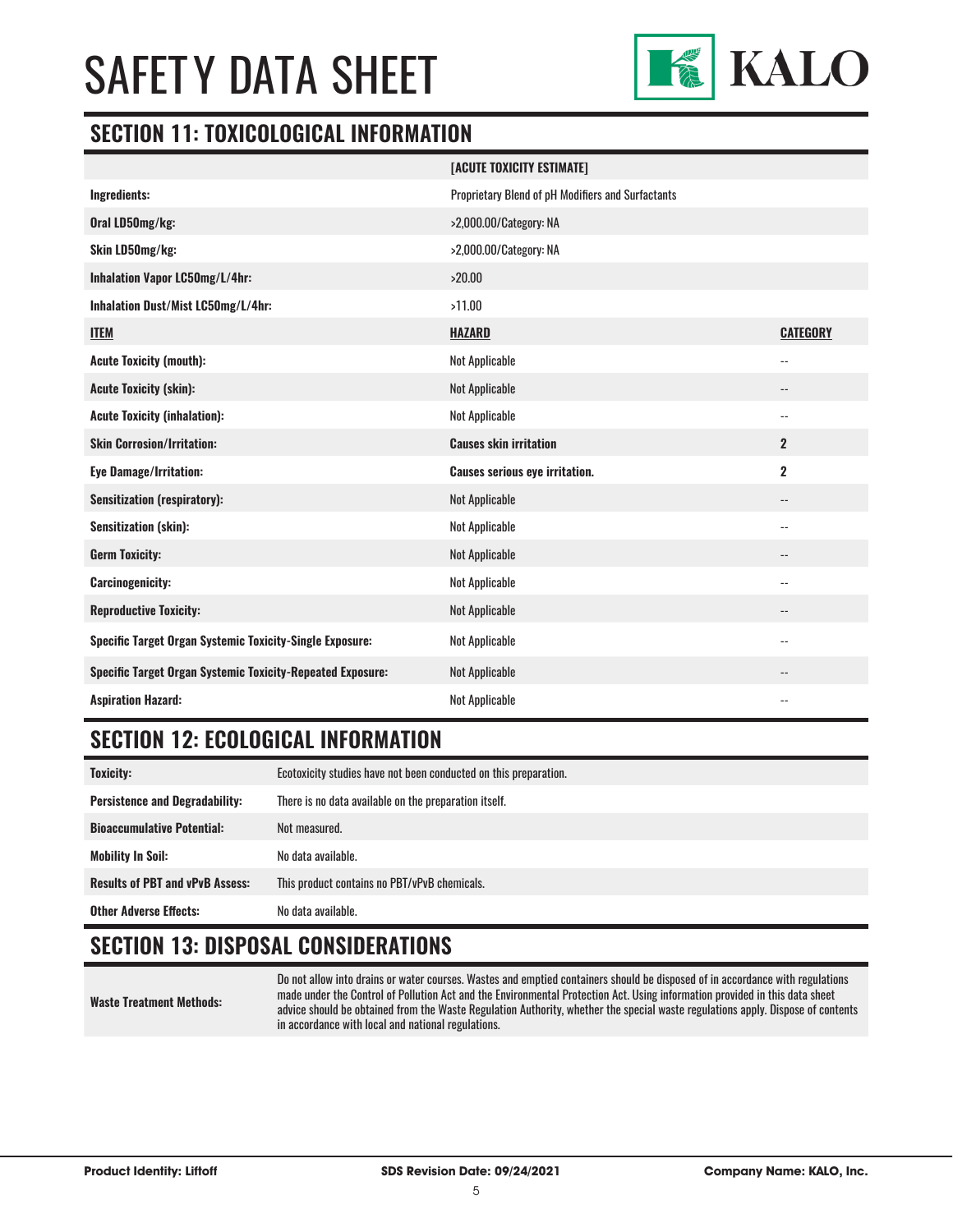# SAFETY DATA SHEET

## SECTION 11: TOXICOLOGICAL INFORMATION

| | [ACUTE TOXICITY ESTIMATE] | |
|---|---|---|
| **Ingredients:** | Proprietary Blend of pH Modifiers and Surfactants | |
| **Oral LD50mg/kg:** | >2,000.00/Category: NA | |
| **Skin LD50mg/kg:** | >2,000.00/Category: NA | |
| **Inhalation Vapor LC50mg/L/4hr:** | >20.00 | |
| **Inhalation Dust/Mist LC50mg/L/4hr:** | >11.00 | |
| **ITEM** | **HAZARD** | **CATEGORY** |
| **Acute Toxicity (mouth):** | Not Applicable | -- |
| **Acute Toxicity (skin):** | Not Applicable | -- |
| **Acute Toxicity (inhalation):** | Not Applicable | -- |
| **Skin Corrosion/Irritation:** | **Causes skin irritation** | **2** |
| **Eye Damage/Irritation:** | **Causes serious eye irritation.** | **2** |
| **Sensitization (respiratory):** | Not Applicable | -- |
| **Sensitization (skin):** | Not Applicable | -- |
| **Germ Toxicity:** | Not Applicable | -- |
| **Carcinogenicity:** | Not Applicable | -- |
| **Reproductive Toxicity:** | Not Applicable | -- |
| **Specific Target Organ Systemic Toxicity-Single Exposure:** | Not Applicable | -- |
| **Specific Target Organ Systemic Toxicity-Repeated Exposure:** | Not Applicable | -- |
| **Aspiration Hazard:** | Not Applicable | -- |

## SECTION 12: ECOLOGICAL INFORMATION

| | |
|---|---|
| **Toxicity:** | Ecotoxicity studies have not been conducted on this preparation. |
| **Persistence and Degradability:** | There is no data available on the preparation itself. |
| **Bioaccumulative Potential:** | Not measured. |
| **Mobility In Soil:** | No data available. |
| **Results of PBT and vPvB Assess:** | This product contains no PBT/vPvB chemicals. |
| **Other Adverse Effects:** | No data available. |

## SECTION 13: DISPOSAL CONSIDERATIONS

| | |
|---|---|
| **Waste Treatment Methods:** | Do not allow into drains or water courses. Wastes and emptied containers should be disposed of in accordance with regulations made under the Control of Pollution Act and the Environmental Protection Act. Using information provided in this data sheet advice should be obtained from the Waste Regulation Authority, whether the special waste regulations apply. Dispose of contents in accordance with local and national regulations. |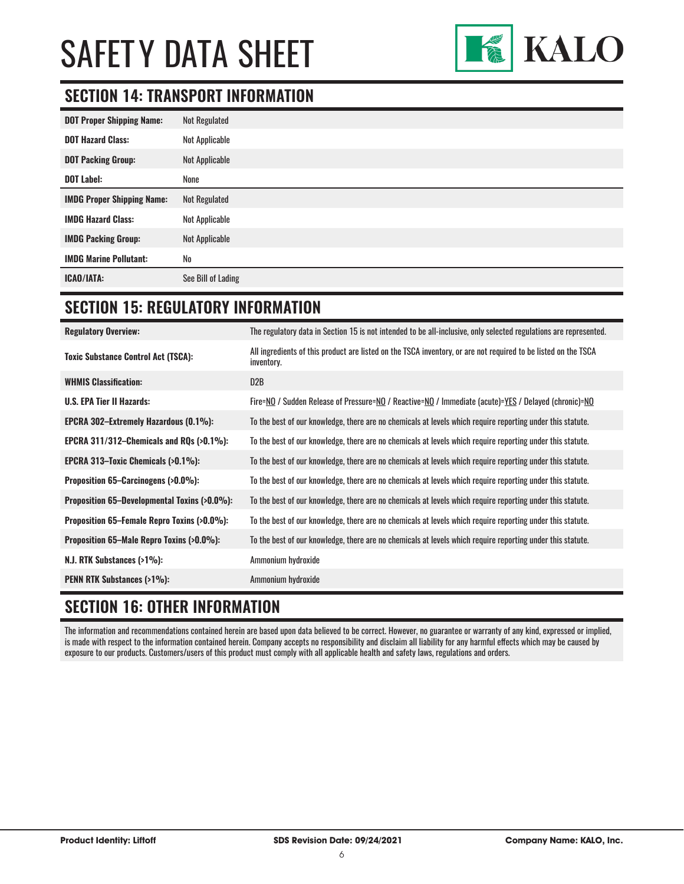# SAFETY DATA SHEET

## SECTION 14: TRANSPORT INFORMATION

| | |
|---|---|
| **DOT Proper Shipping Name:** | Not Regulated |
| **DOT Hazard Class:** | Not Applicable |
| **DOT Packing Group:** | Not Applicable |
| **DOT Label:** | None |
| **IMDG Proper Shipping Name:** | Not Regulated |
| **IMDG Hazard Class:** | Not Applicable |
| **IMDG Packing Group:** | Not Applicable |
| **IMDG Marine Pollutant:** | No |
| **ICAO/IATA:** | See Bill of Lading |

## SECTION 15: REGULATORY INFORMATION

| | |
|---|---|
| **Regulatory Overview:** | The regulatory data in Section 15 is not intended to be all-inclusive, only selected regulations are represented. |
| **Toxic Substance Control Act (TSCA):** | All ingredients of this product are listed on the TSCA inventory, or are not required to be listed on the TSCA inventory. |
| **WHMIS Classification:** | D2B |
| **U.S. EPA Tier II Hazards:** | Fire=NO / Sudden Release of Pressure=NO / Reactive=NO / Immediate (acute)=YES / Delayed (chronic)=NO |
| **EPCRA 302–Extremely Hazardous (0.1%):** | To the best of our knowledge, there are no chemicals at levels which require reporting under this statute. |
| **EPCRA 311/312–Chemicals and RQs (>0.1%):** | To the best of our knowledge, there are no chemicals at levels which require reporting under this statute. |
| **EPCRA 313–Toxic Chemicals (>0.1%):** | To the best of our knowledge, there are no chemicals at levels which require reporting under this statute. |
| **Proposition 65–Carcinogens (>0.0%):** | To the best of our knowledge, there are no chemicals at levels which require reporting under this statute. |
| **Proposition 65–Developmental Toxins (>0.0%):** | To the best of our knowledge, there are no chemicals at levels which require reporting under this statute. |
| **Proposition 65–Female Repro Toxins (>0.0%):** | To the best of our knowledge, there are no chemicals at levels which require reporting under this statute. |
| **Proposition 65–Male Repro Toxins (>0.0%):** | To the best of our knowledge, there are no chemicals at levels which require reporting under this statute. |
| **N.J. RTK Substances (>1%):** | Ammonium hydroxide |
| **PENN RTK Substances (>1%):** | Ammonium hydroxide |

## SECTION 16: OTHER INFORMATION

The information and recommendations contained herein are based upon data believed to be correct. However, no guarantee or warranty of any kind, expressed or implied, is made with respect to the information contained herein. Company accepts no responsibility and disclaim all liability for any harmful effects which may be caused by exposure to our products. Customers/users of this product must comply with all applicable health and safety laws, regulations and orders.